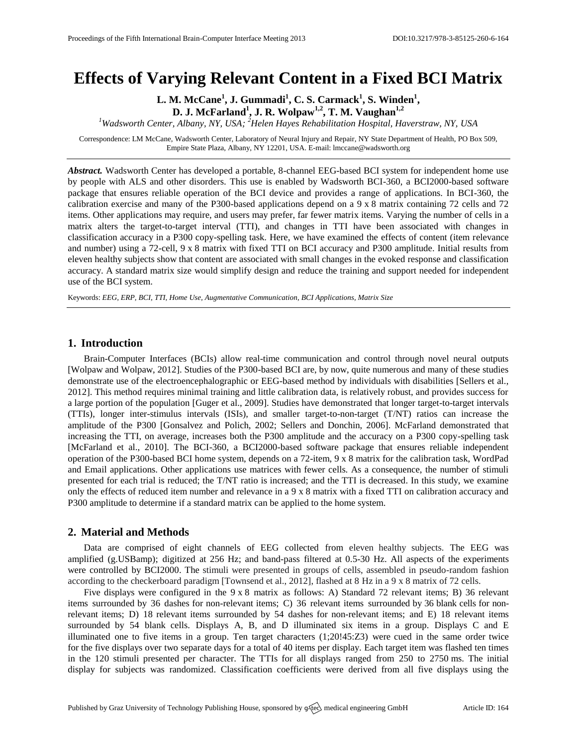# Effects of Varying Relevant Content in a Fixed BCI Matrix

**L. M. McCane[1], J. Gummadi[1], C. S. Carmack[1], S. Winden[1], D. J. McFarland[1], J. R. Wolpaw[1,2], T. M. Vaughan[1,2]**

[1]*Wadsworth Center, Albany, NY, USA;* [2]*Helen Hayes Rehabilitation Hospital, Haverstraw, NY, USA*

Correspondence: LM McCane, Wadsworth Center, Laboratory of Neural Injury and Repair, NY State Department of Health, PO Box 509, Empire State Plaza, Albany, NY 12201, USA. E-mail: lmccane@wadsworth.org

***Abstract.*** Wadsworth Center has developed a portable, 8-channel EEG-based BCI system for independent home use by people with ALS and other disorders. This use is enabled by Wadsworth BCI-360, a BCI2000-based software package that ensures reliable operation of the BCI device and provides a range of applications. In BCI-360, the calibration exercise and many of the P300-based applications depend on a 9 x 8 matrix containing 72 cells and 72 items. Other applications may require, and users may prefer, far fewer matrix items. Varying the number of cells in a matrix alters the target-to-target interval (TTI), and changes in TTI have been associated with changes in classification accuracy in a P300 copy-spelling task. Here, we have examined the effects of content (item relevance and number) using a 72-cell, 9 x 8 matrix with fixed TTI on BCI accuracy and P300 amplitude. Initial results from eleven healthy subjects show that content are associated with small changes in the evoked response and classification accuracy. A standard matrix size would simplify design and reduce the training and support needed for independent use of the BCI system.

Keywords: *EEG, ERP, BCI, TTI, Home Use, Augmentative Communication, BCI Applications, Matrix Size*

## 1. Introduction

Brain-Computer Interfaces (BCIs) allow real-time communication and control through novel neural outputs [Wolpaw and Wolpaw, 2012]. Studies of the P300-based BCI are, by now, quite numerous and many of these studies demonstrate use of the electroencephalographic or EEG-based method by individuals with disabilities [Sellers et al., 2012]. This method requires minimal training and little calibration data, is relatively robust, and provides success for a large portion of the population [Guger et al., 2009]. Studies have demonstrated that longer target-to-target intervals (TTIs), longer inter-stimulus intervals (ISIs), and smaller target-to-non-target (T/NT) ratios can increase the amplitude of the P300 [Gonsalvez and Polich, 2002; Sellers and Donchin, 2006]. McFarland demonstrated that increasing the TTI, on average, increases both the P300 amplitude and the accuracy on a P300 copy-spelling task [McFarland et al., 2010]. The BCI-360, a BCI2000-based software package that ensures reliable independent operation of the P300-based BCI home system, depends on a 72-item, 9 x 8 matrix for the calibration task, WordPad and Email applications. Other applications use matrices with fewer cells. As a consequence, the number of stimuli presented for each trial is reduced; the T/NT ratio is increased; and the TTI is decreased. In this study, we examine only the effects of reduced item number and relevance in a 9 x 8 matrix with a fixed TTI on calibration accuracy and P300 amplitude to determine if a standard matrix can be applied to the home system.

## 2. Material and Methods

Data are comprised of eight channels of EEG collected from eleven healthy subjects. The EEG was amplified (g.USBamp); digitized at 256 Hz; and band-pass filtered at 0.5-30 Hz. All aspects of the experiments were controlled by BCI2000. The stimuli were presented in groups of cells, assembled in pseudo-random fashion according to the checkerboard paradigm [Townsend et al., 2012], flashed at 8 Hz in a 9 x 8 matrix of 72 cells.

Five displays were configured in the 9 x 8 matrix as follows: A) Standard 72 relevant items; B) 36 relevant items surrounded by 36 dashes for non-relevant items; C) 36 relevant items surrounded by 36 blank cells for non-relevant items; D) 18 relevant items surrounded by 54 dashes for non-relevant items; and E) 18 relevant items surrounded by 54 blank cells. Displays A, B, and D illuminated six items in a group. Displays C and E illuminated one to five items in a group. Ten target characters (1;20!45:Z3) were cued in the same order twice for the five displays over two separate days for a total of 40 items per display. Each target item was flashed ten times in the 120 stimuli presented per character. The TTIs for all displays ranged from 250 to 2750 ms. The initial display for subjects was randomized. Classification coefficients were derived from all five displays using the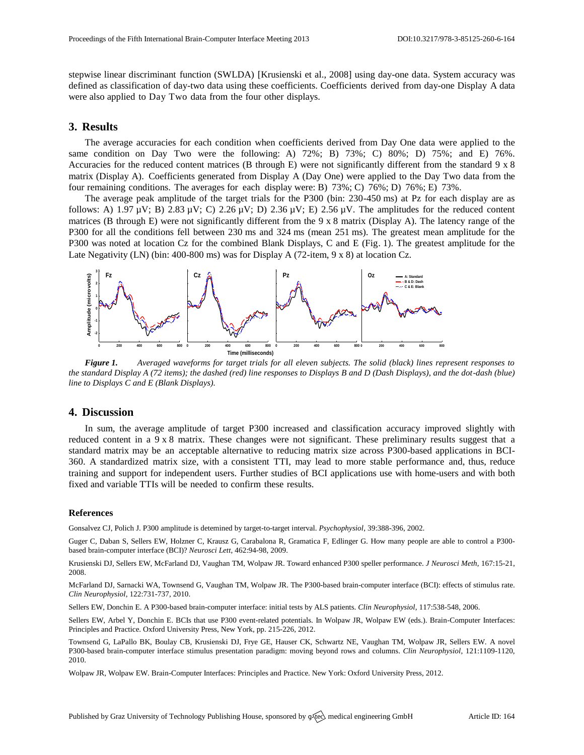stepwise linear discriminant function (SWLDA) [Krusienski et al., 2008] using day-one data. System accuracy was defined as classification of day-two data using these coefficients. Coefficients derived from day-one Display A data were also applied to Day Two data from the four other displays.

## 3. Results

The average accuracies for each condition when coefficients derived from Day One data were applied to the same condition on Day Two were the following: A) 72%; B) 73%; C) 80%; D) 75%; and E) 76%. Accuracies for the reduced content matrices (B through E) were not significantly different from the standard 9 x 8 matrix (Display A). Coefficients generated from Display A (Day One) were applied to the Day Two data from the four remaining conditions. The averages for each display were: B) 73%; C) 76%; D) 76%; E) 73%.

The average peak amplitude of the target trials for the P300 (bin: 230-450 ms) at Pz for each display are as follows: A) 1.97 µV; B) 2.83 µV; C) 2.26 µV; D) 2.36 µV; E) 2.56 µV. The amplitudes for the reduced content matrices (B through E) were not significantly different from the 9 x 8 matrix (Display A). The latency range of the P300 for all the conditions fell between 230 ms and 324 ms (mean 251 ms). The greatest mean amplitude for the P300 was noted at location Cz for the combined Blank Displays, C and E (Fig. 1). The greatest amplitude for the Late Negativity (LN) (bin: 400-800 ms) was for Display A (72-item, 9 x 8) at location Cz.

Fz
Cz
Pz
Oz
A: Standard
B & D: Dash
C & E: Blank
Amplitude (microvolts)
3
2
1
0
-1
-2
0 200 400 600 800
Time (milliseconds)

***Figure 1.*** *Averaged waveforms for target trials for all eleven subjects. The solid (black) lines represent responses to the standard Display A (72 items); the dashed (red) line responses to Displays B and D (Dash Displays), and the dot-dash (blue) line to Displays C and E (Blank Displays).*

## 4. Discussion

In sum, the average amplitude of target P300 increased and classification accuracy improved slightly with reduced content in a 9 x 8 matrix. These changes were not significant. These preliminary results suggest that a standard matrix may be an acceptable alternative to reducing matrix size across P300-based applications in BCI-360. A standardized matrix size, with a consistent TTI, may lead to more stable performance and, thus, reduce training and support for independent users. Further studies of BCI applications use with home-users and with both fixed and variable TTIs will be needed to confirm these results.

### References

Gonsalvez CJ, Polich J. P300 amplitude is detemined by target-to-target interval. *Psychophysiol*, 39:388-396, 2002.

Guger C, Daban S, Sellers EW, Holzner C, Krausz G, Carabalona R, Gramatica F, Edlinger G. How many people are able to control a P300-based brain-computer interface (BCI)? *Neurosci Lett*, 462:94-98, 2009.

Krusienski DJ, Sellers EW, McFarland DJ, Vaughan TM, Wolpaw JR. Toward enhanced P300 speller performance. *J Neurosci Meth*, 167:15-21, 2008.

McFarland DJ, Sarnacki WA, Townsend G, Vaughan TM, Wolpaw JR. The P300-based brain-computer interface (BCI): effects of stimulus rate. *Clin Neurophysiol*, 122:731-737, 2010.

Sellers EW, Donchin E. A P300-based brain-computer interface: initial tests by ALS patients. *Clin Neurophysiol*, 117:538-548, 2006.

Sellers EW, Arbel Y, Donchin E. BCIs that use P300 event-related potentials. In Wolpaw JR, Wolpaw EW (eds.). Brain-Computer Interfaces: Principles and Practice. Oxford University Press, New York, pp. 215-226, 2012.

Townsend G, LaPallo BK, Boulay CB, Krusienski DJ, Frye GE, Hauser CK, Schwartz NE, Vaughan TM, Wolpaw JR, Sellers EW. A novel P300-based brain-computer interface stimulus presentation paradigm: moving beyond rows and columns. *Clin Neurophysiol*, 121:1109-1120, 2010.

Wolpaw JR, Wolpaw EW. Brain-Computer Interfaces: Principles and Practice. New York: Oxford University Press, 2012.